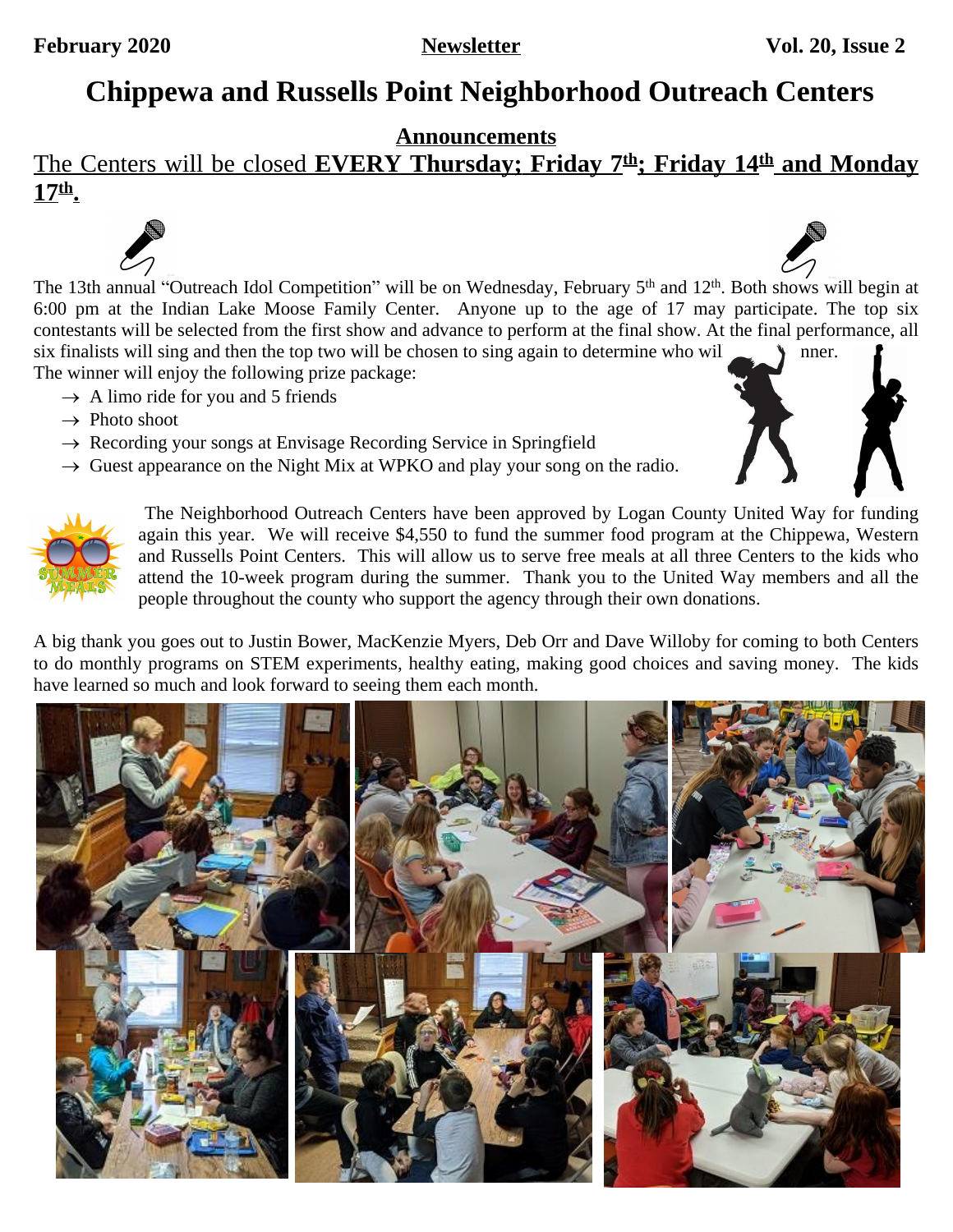February 2020 **Newsletter** **Vol. 20, Issue 2**

# Chippewa and Russells Point Neighborhood Outreach Centers

## Announcements

**The Centers will be closed EVERY Thursday; Friday 7th; Friday 14th and Monday 17th.**

The 13th annual "Outreach Idol Competition" will be on Wednesday, February 5th and 12th. Both shows will begin at 6:00 pm at the Indian Lake Moose Family Center. Anyone up to the age of 17 may participate. The top six contestants will be selected from the first show and advance to perform at the final show. At the final performance, all six finalists will sing and then the top two will be chosen to sing again to determine who will be the winner. The winner will enjoy the following prize package:

- → A limo ride for you and 5 friends
- → Photo shoot
- → Recording your songs at Envisage Recording Service in Springfield
- → Guest appearance on the Night Mix at WPKO and play your song on the radio.

The Neighborhood Outreach Centers have been approved by Logan County United Way for funding again this year. We will receive $4,550 to fund the summer food program at the Chippewa, Western and Russells Point Centers. This will allow us to serve free meals at all three Centers to the kids who attend the 10-week program during the summer. Thank you to the United Way members and all the people throughout the county who support the agency through their own donations.

A big thank you goes out to Justin Bower, MacKenzie Myers, Deb Orr and Dave Willoby for coming to both Centers to do monthly programs on STEM experiments, healthy eating, making good choices and saving money. The kids have learned so much and look forward to seeing them each month.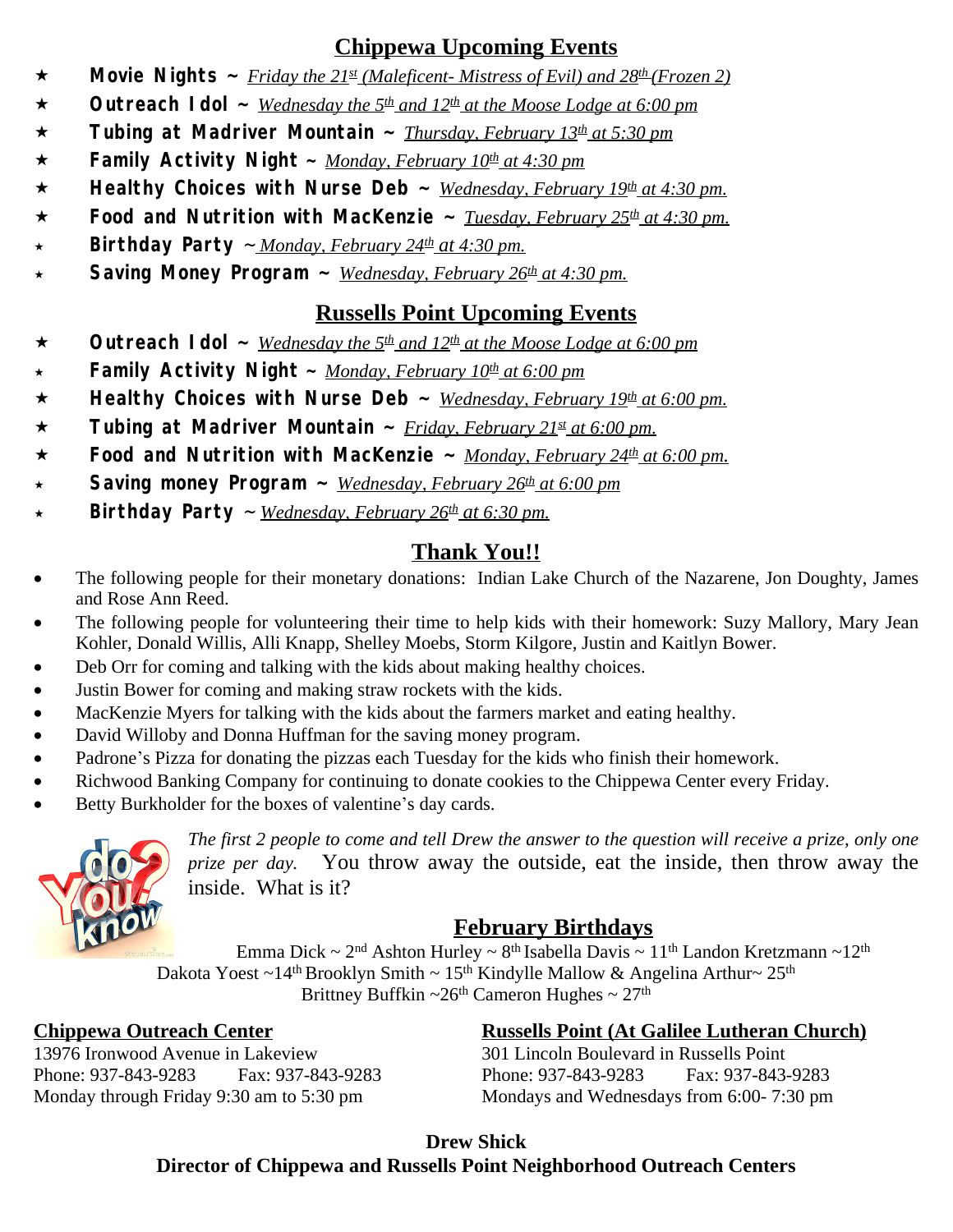## Chippewa Upcoming Events

- **Movie Nights ~** *Friday the 21st (Maleficent- Mistress of Evil) and 28th (Frozen 2)*
- **Outreach Idol ~** *Wednesday the 5th and 12th at the Moose Lodge at 6:00 pm*
- **Tubing at Madriver Mountain ~** *Thursday, February 13th at 5:30 pm*
- **Family Activity Night ~** *Monday, February 10th at 4:30 pm*
- **Healthy Choices with Nurse Deb ~** *Wednesday, February 19th at 4:30 pm.*
- **Food and Nutrition with MacKenzie ~** *Tuesday, February 25th at 4:30 pm.*
- **Birthday Party ~** *Monday, February 24th at 4:30 pm.*
- **Saving Money Program ~** *Wednesday, February 26th at 4:30 pm.*

## Russells Point Upcoming Events

- **Outreach Idol ~** *Wednesday the 5th and 12th at the Moose Lodge at 6:00 pm*
- **Family Activity Night ~** *Monday, February 10th at 6:00 pm*
- **Healthy Choices with Nurse Deb ~** *Wednesday, February 19th at 6:00 pm.*
- **Tubing at Madriver Mountain ~** *Friday, February 21st at 6:00 pm.*
- **Food and Nutrition with MacKenzie ~** *Monday, February 24th at 6:00 pm.*
- **Saving money Program ~** *Wednesday, February 26th at 6:00 pm*
- **Birthday Party ~** *Wednesday, February 26th at 6:30 pm.*

## Thank You!!

- The following people for their monetary donations: Indian Lake Church of the Nazarene, Jon Doughty, James and Rose Ann Reed.
- The following people for volunteering their time to help kids with their homework: Suzy Mallory, Mary Jean Kohler, Donald Willis, Alli Knapp, Shelley Moebs, Storm Kilgore, Justin and Kaitlyn Bower.
- Deb Orr for coming and talking with the kids about making healthy choices.
- Justin Bower for coming and making straw rockets with the kids.
- MacKenzie Myers for talking with the kids about the farmers market and eating healthy.
- David Willoby and Donna Huffman for the saving money program.
- Padrone's Pizza for donating the pizzas each Tuesday for the kids who finish their homework.
- Richwood Banking Company for continuing to donate cookies to the Chippewa Center every Friday.
- Betty Burkholder for the boxes of valentine's day cards.

*The first 2 people to come and tell Drew the answer to the question will receive a prize, only one prize per day.* You throw away the outside, eat the inside, then throw away the inside. What is it?

## February Birthdays

Emma Dick ~ 2nd Ashton Hurley ~ 8th Isabella Davis ~ 11th Landon Kretzmann ~12th Dakota Yoest ~14th Brooklyn Smith ~ 15th Kindylle Mallow & Angelina Arthur~ 25th Brittney Buffkin ~26th Cameron Hughes ~ 27th

**Chippewa Outreach Center**
13976 Ironwood Avenue in Lakeview
Phone: 937-843-9283 Fax: 937-843-9283
Monday through Friday 9:30 am to 5:30 pm

**Russells Point (At Galilee Lutheran Church)**
301 Lincoln Boulevard in Russells Point
Phone: 937-843-9283 Fax: 937-843-9283
Mondays and Wednesdays from 6:00- 7:30 pm

**Drew Shick**
**Director of Chippewa and Russells Point Neighborhood Outreach Centers**